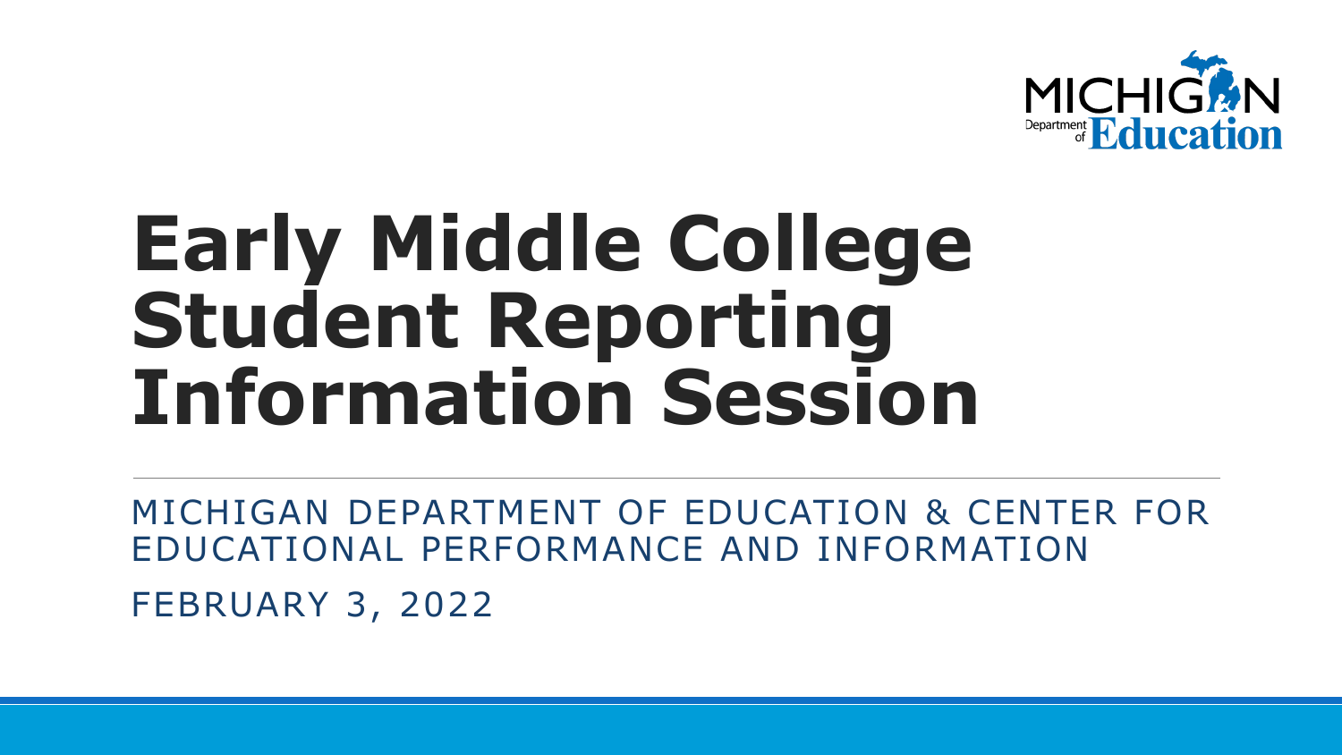MICHIGAN Department of Education

# Early Middle College Student Reporting Information Session

MICHIGAN DEPARTMENT OF EDUCATION & CENTER FOR EDUCATIONAL PERFORMANCE AND INFORMATION

FEBRUARY 3, 2022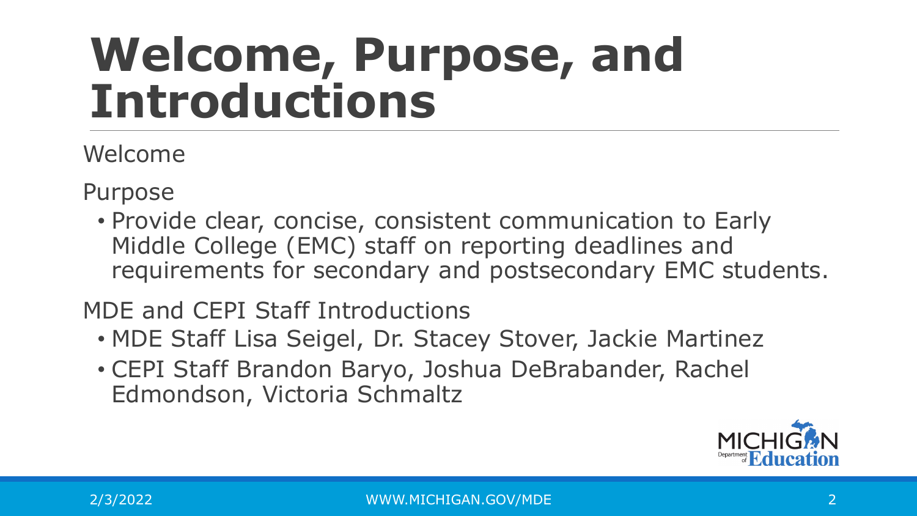# Welcome, Purpose, and Introductions

Welcome

Purpose

- Provide clear, concise, consistent communication to Early Middle College (EMC) staff on reporting deadlines and requirements for secondary and postsecondary EMC students.

MDE and CEPI Staff Introductions

- MDE Staff Lisa Seigel, Dr. Stacey Stover, Jackie Martinez
- CEPI Staff Brandon Baryo, Joshua DeBrabander, Rachel Edmondson, Victoria Schmaltz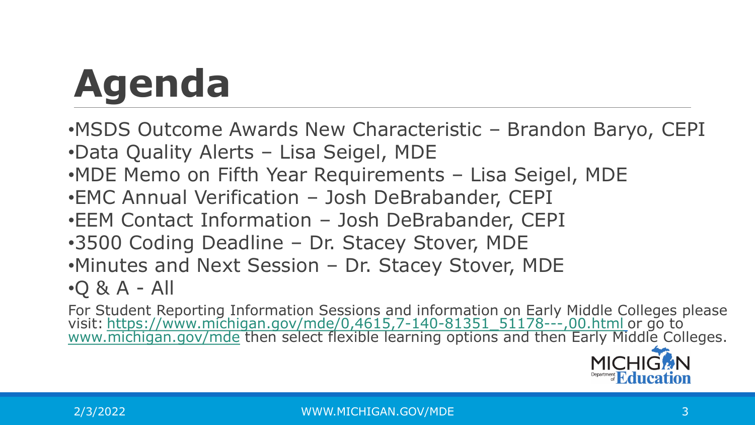# Agenda

- MSDS Outcome Awards New Characteristic – Brandon Baryo, CEPI
- Data Quality Alerts – Lisa Seigel, MDE
- MDE Memo on Fifth Year Requirements – Lisa Seigel, MDE
- EMC Annual Verification – Josh DeBrabander, CEPI
- EEM Contact Information – Josh DeBrabander, CEPI
- 3500 Coding Deadline – Dr. Stacey Stover, MDE
- Minutes and Next Session – Dr. Stacey Stover, MDE
- Q & A - All

For Student Reporting Information Sessions and information on Early Middle Colleges please visit: https://www.michigan.gov/mde/0,4615,7-140-81351_51178---,00.html or go to www.michigan.gov/mde then select flexible learning options and then Early Middle Colleges.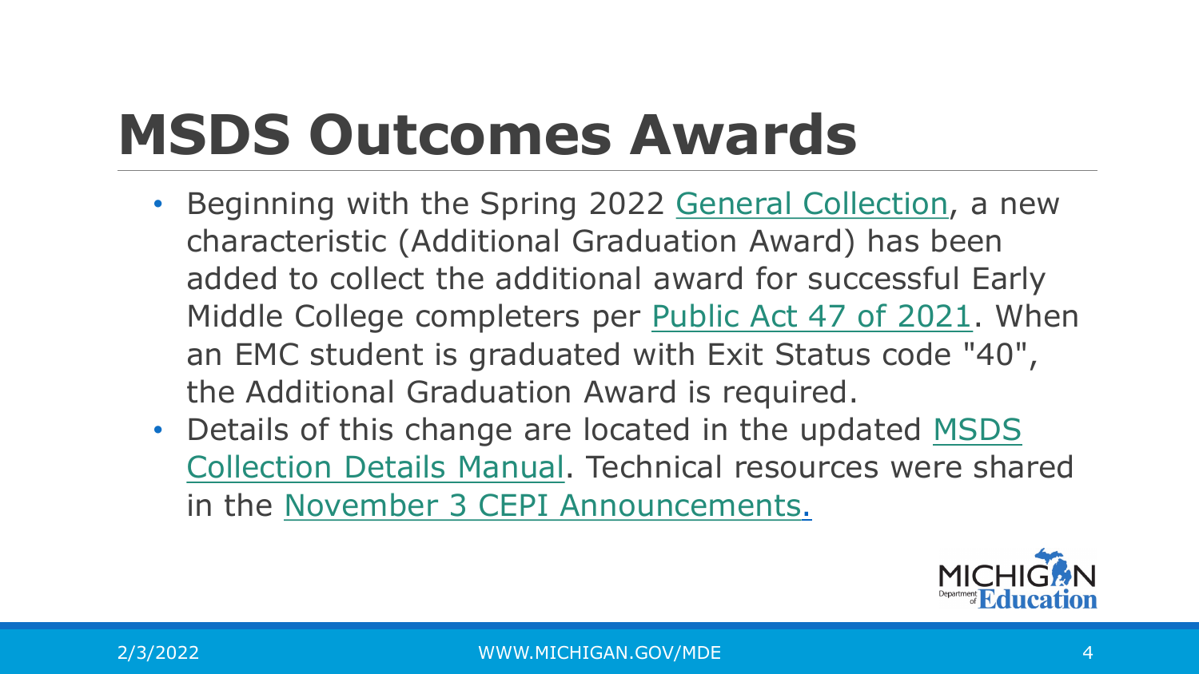# MSDS Outcomes Awards

- Beginning with the Spring 2022 General Collection, a new characteristic (Additional Graduation Award) has been added to collect the additional award for successful Early Middle College completers per Public Act 47 of 2021. When an EMC student is graduated with Exit Status code "40", the Additional Graduation Award is required.
- Details of this change are located in the updated MSDS Collection Details Manual. Technical resources were shared in the November 3 CEPI Announcements.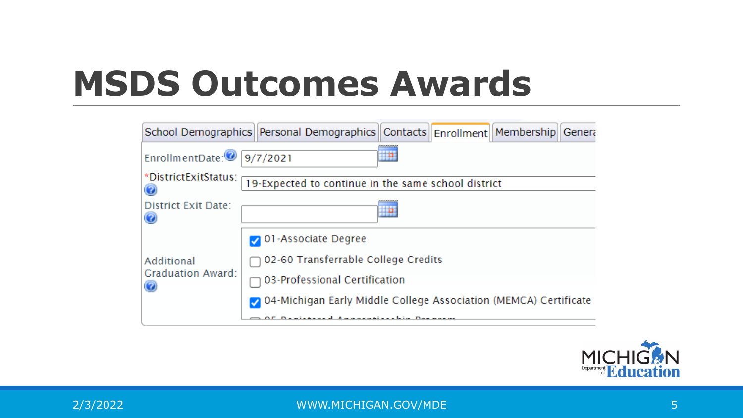# MSDS Outcomes Awards

School Demographics | Personal Demographics | Contacts | Enrollment | Membership | Genera

EnrollmentDate: 9/7/2021

*DistrictExitStatus: 19-Expected to continue in the same school district

District Exit Date:

Additional Graduation Award:

- [x] 01-Associate Degree
- [ ] 02-60 Transferrable College Credits
- [ ] 03-Professional Certification
- [x] 04-Michigan Early Middle College Association (MEMCA) Certificate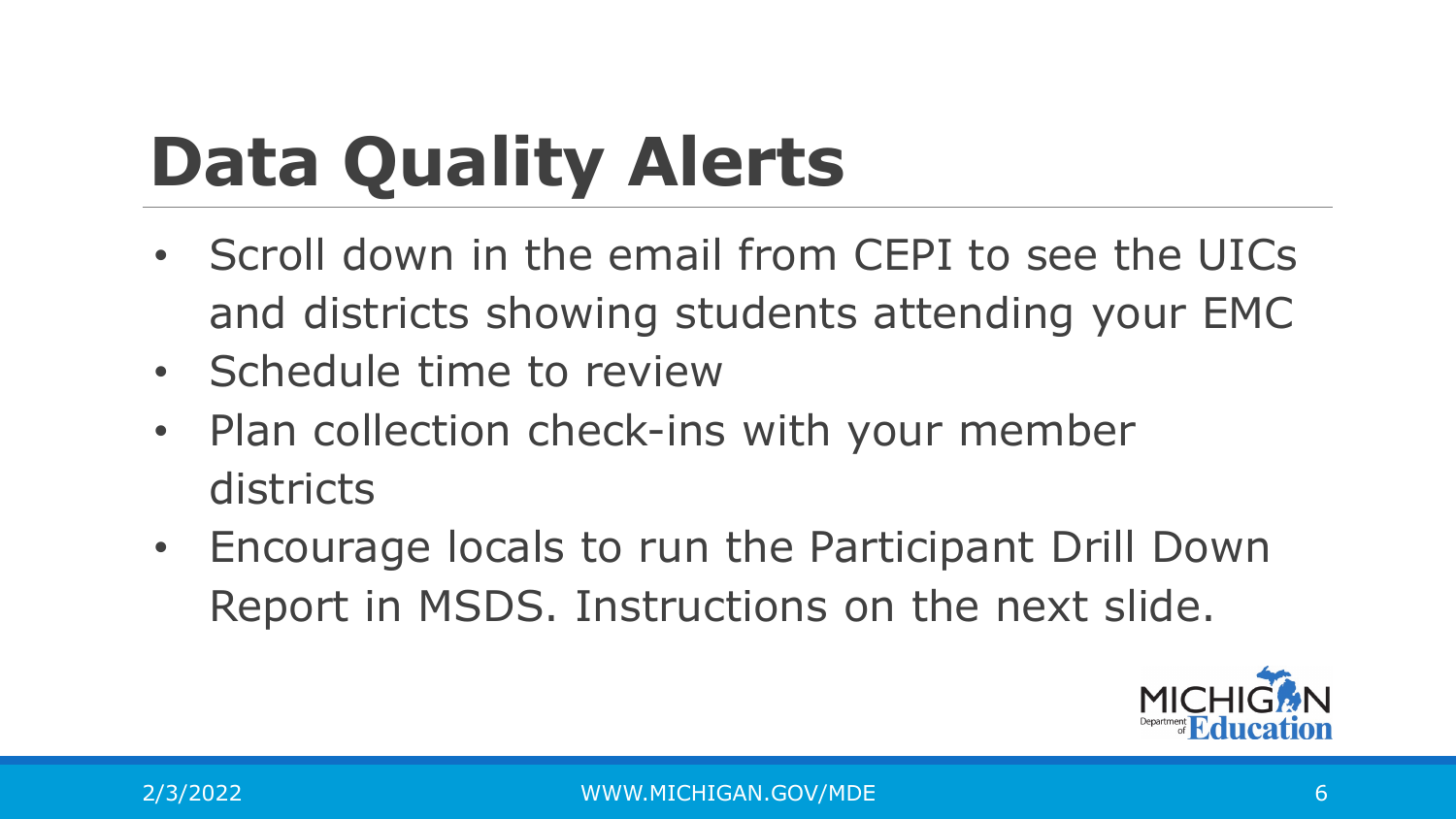# Data Quality Alerts

- Scroll down in the email from CEPI to see the UICs and districts showing students attending your EMC
- Schedule time to review
- Plan collection check-ins with your member districts
- Encourage locals to run the Participant Drill Down Report in MSDS. Instructions on the next slide.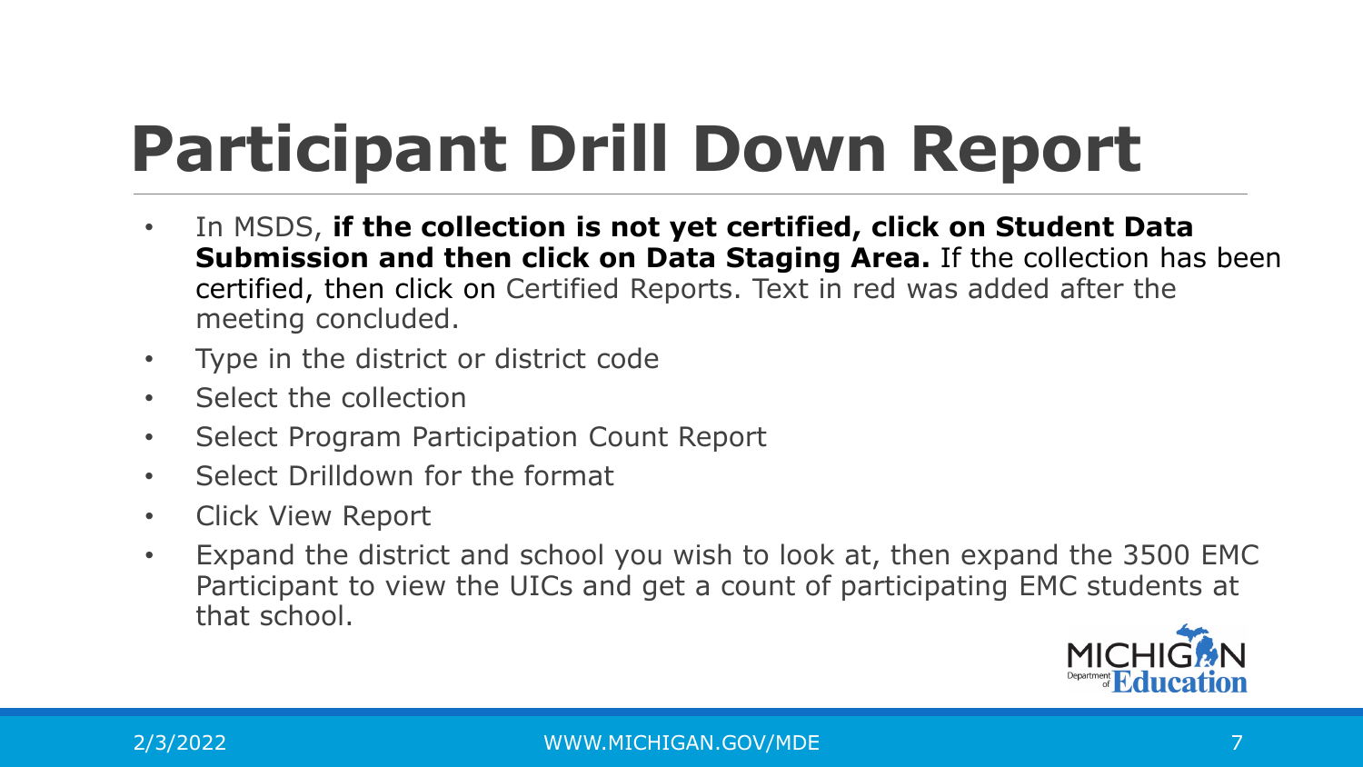# Participant Drill Down Report

- In MSDS, **if the collection is not yet certified, click on Student Data Submission and then click on Data Staging Area.** If the collection has been certified, then click on Certified Reports. Text in red was added after the meeting concluded.
- Type in the district or district code
- Select the collection
- Select Program Participation Count Report
- Select Drilldown for the format
- Click View Report
- Expand the district and school you wish to look at, then expand the 3500 EMC Participant to view the UICs and get a count of participating EMC students at that school.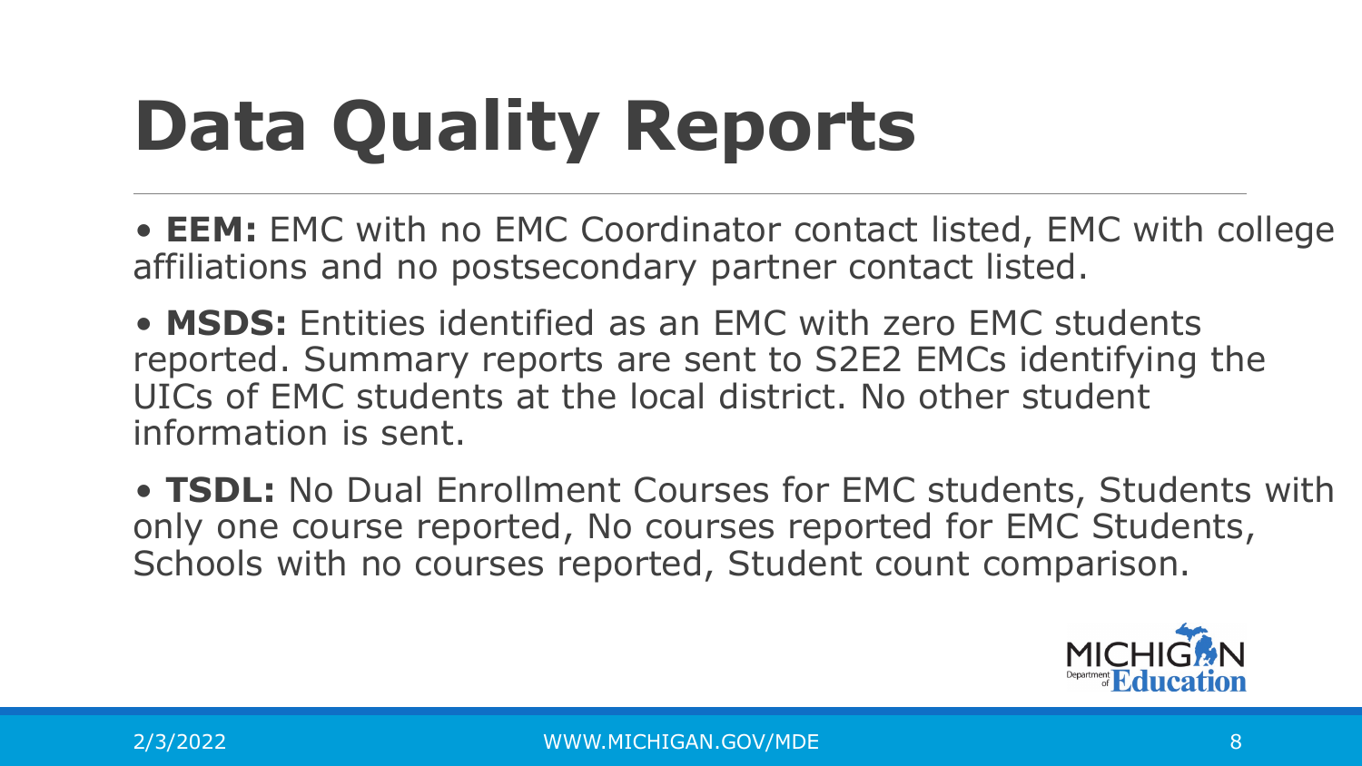# Data Quality Reports

- **EEM:** EMC with no EMC Coordinator contact listed, EMC with college affiliations and no postsecondary partner contact listed.
- **MSDS:** Entities identified as an EMC with zero EMC students reported. Summary reports are sent to S2E2 EMCs identifying the UICs of EMC students at the local district. No other student information is sent.
- **TSDL:** No Dual Enrollment Courses for EMC students, Students with only one course reported, No courses reported for EMC Students, Schools with no courses reported, Student count comparison.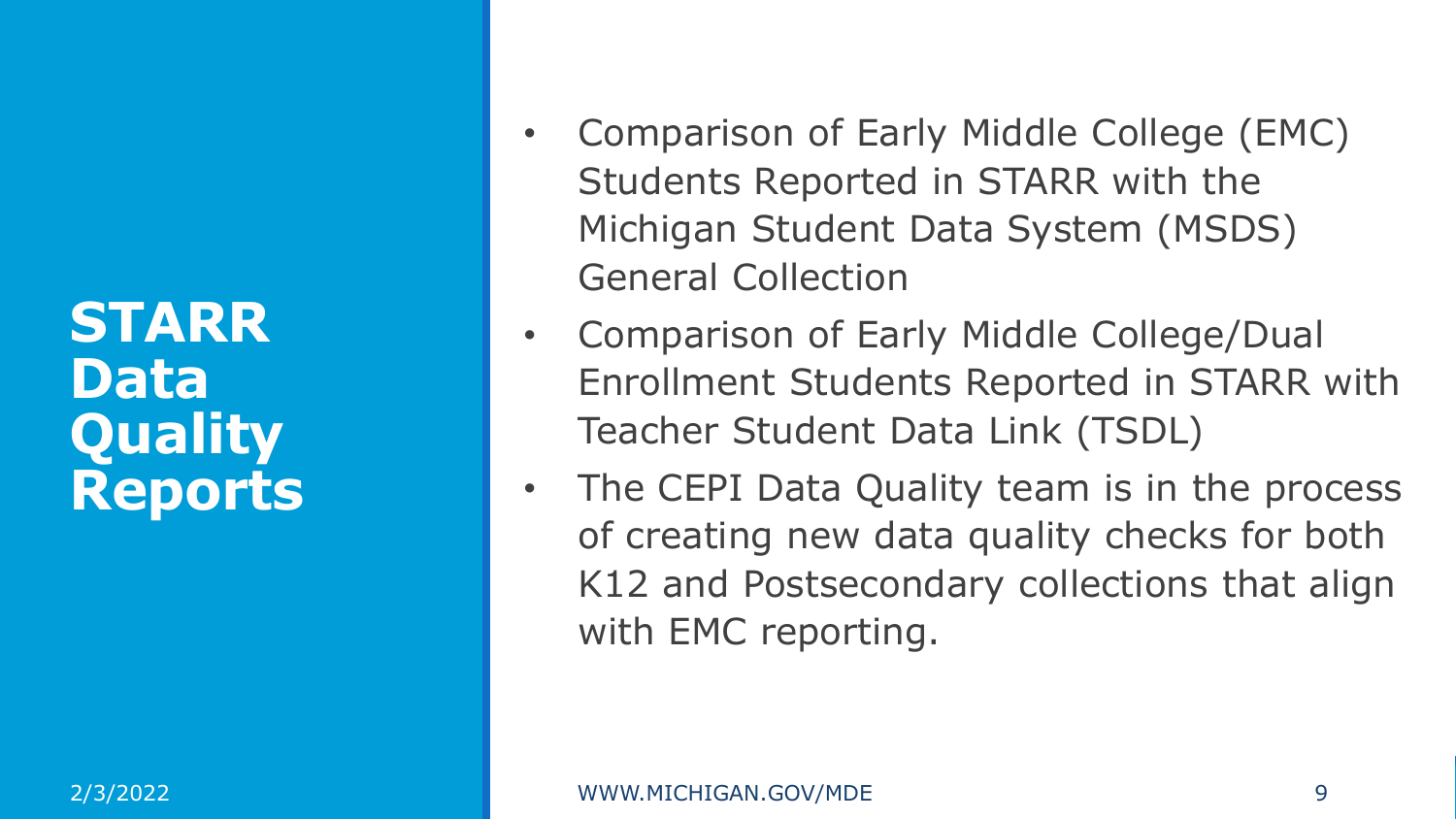# STARR Data Quality Reports

- Comparison of Early Middle College (EMC) Students Reported in STARR with the Michigan Student Data System (MSDS) General Collection
- Comparison of Early Middle College/Dual Enrollment Students Reported in STARR with Teacher Student Data Link (TSDL)
- The CEPI Data Quality team is in the process of creating new data quality checks for both K12 and Postsecondary collections that align with EMC reporting.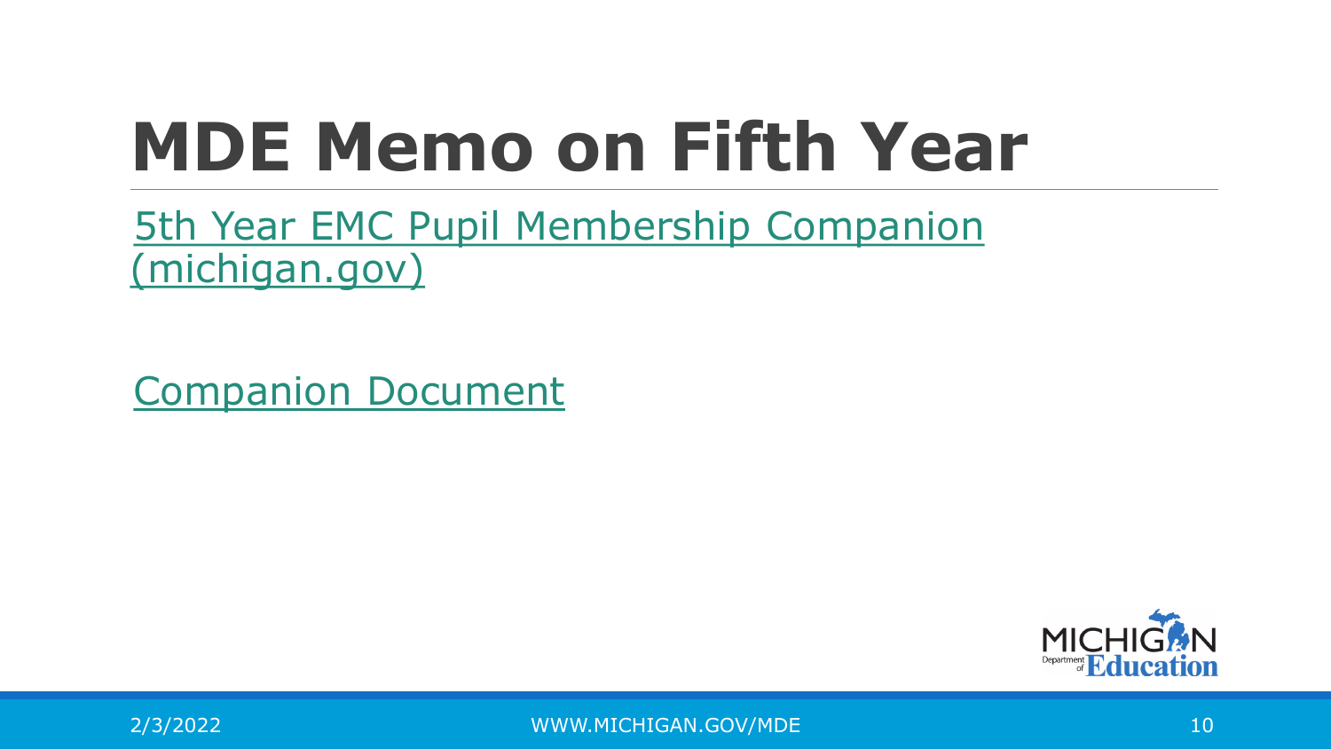# MDE Memo on Fifth Year

5th Year EMC Pupil Membership Companion (michigan.gov)

Companion Document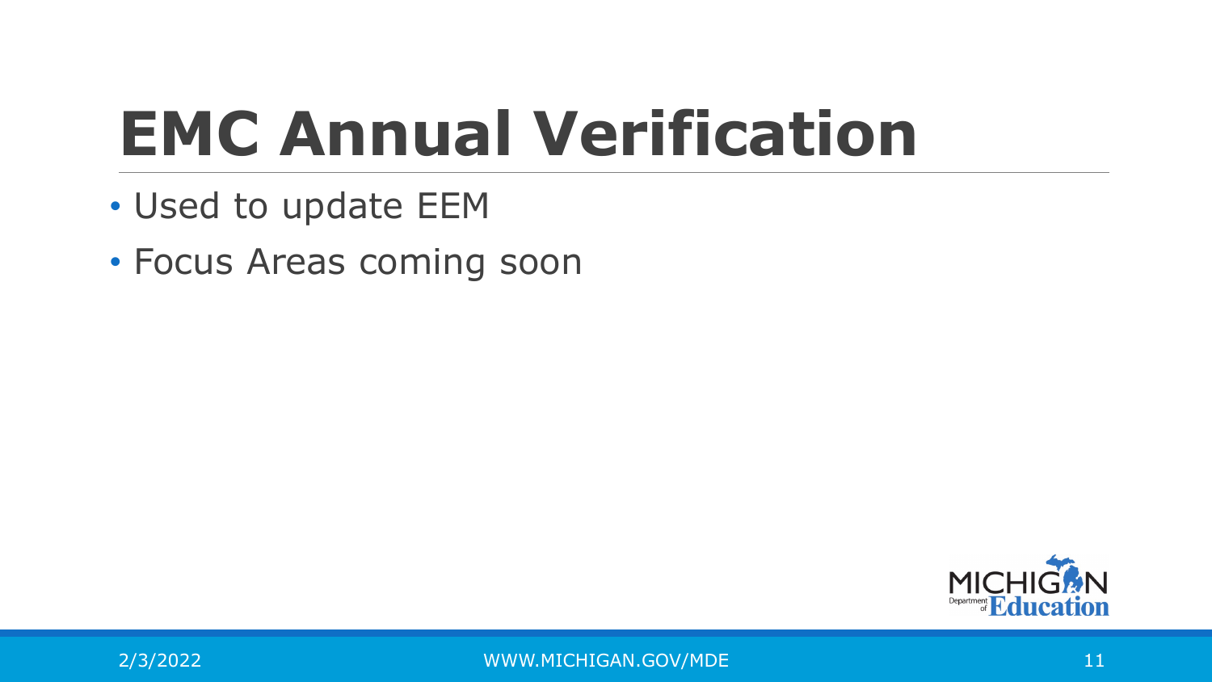# EMC Annual Verification

- Used to update EEM
- Focus Areas coming soon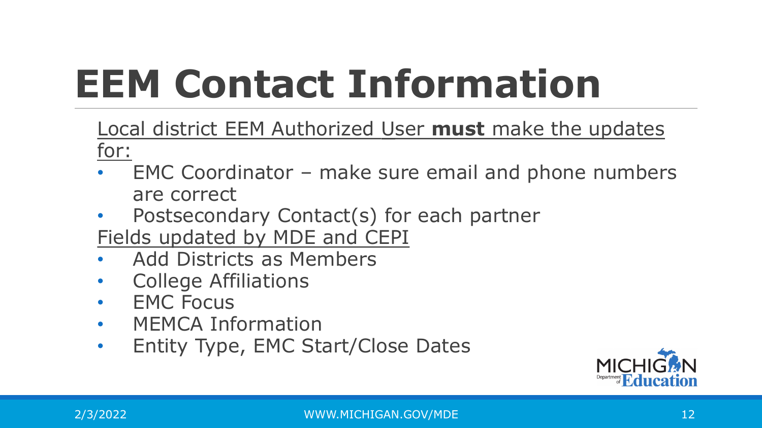# EEM Contact Information

Local district EEM Authorized User **must** make the updates for:

- EMC Coordinator – make sure email and phone numbers are correct
- Postsecondary Contact(s) for each partner

Fields updated by MDE and CEPI

- Add Districts as Members
- College Affiliations
- EMC Focus
- MEMCA Information
- Entity Type, EMC Start/Close Dates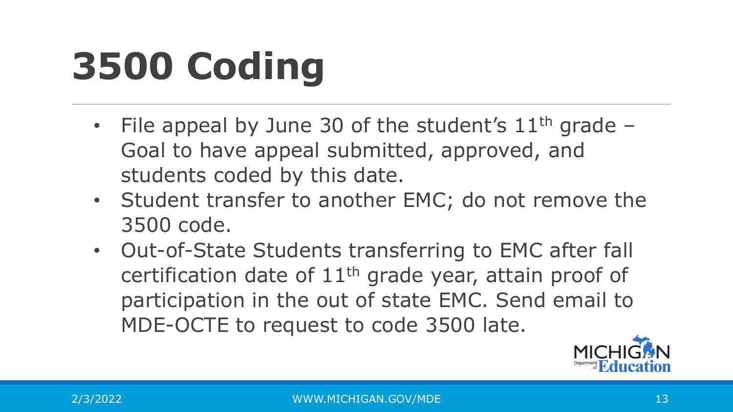# 3500 Coding

- File appeal by June 30 of the student's 11th grade – Goal to have appeal submitted, approved, and students coded by this date.
- Student transfer to another EMC; do not remove the 3500 code.
- Out-of-State Students transferring to EMC after fall certification date of 11th grade year, attain proof of participation in the out of state EMC. Send email to MDE-OCTE to request to code 3500 late.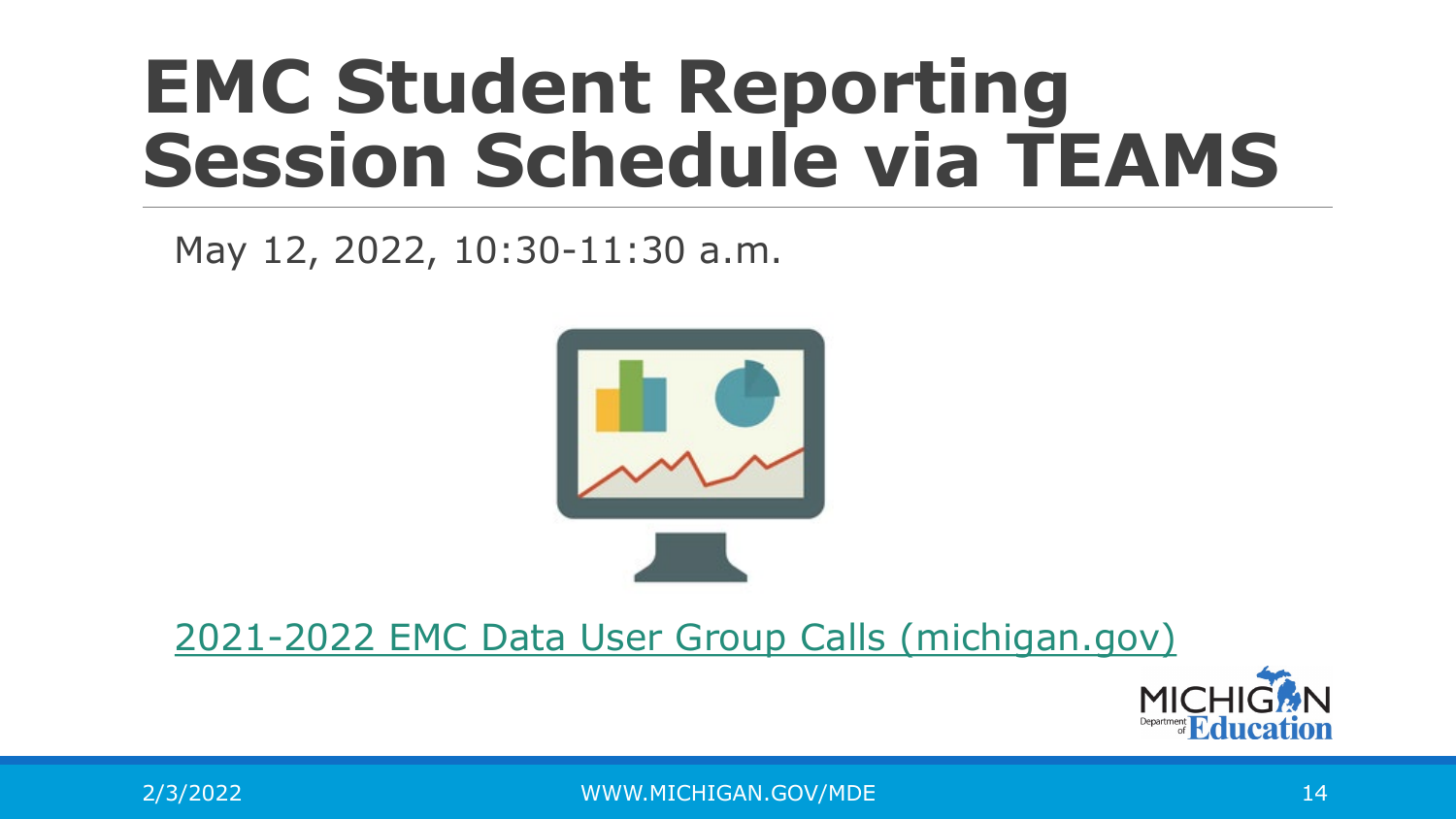# EMC Student Reporting Session Schedule via TEAMS

May 12, 2022, 10:30-11:30 a.m.

[2021-2022 EMC Data User Group Calls (michigan.gov)]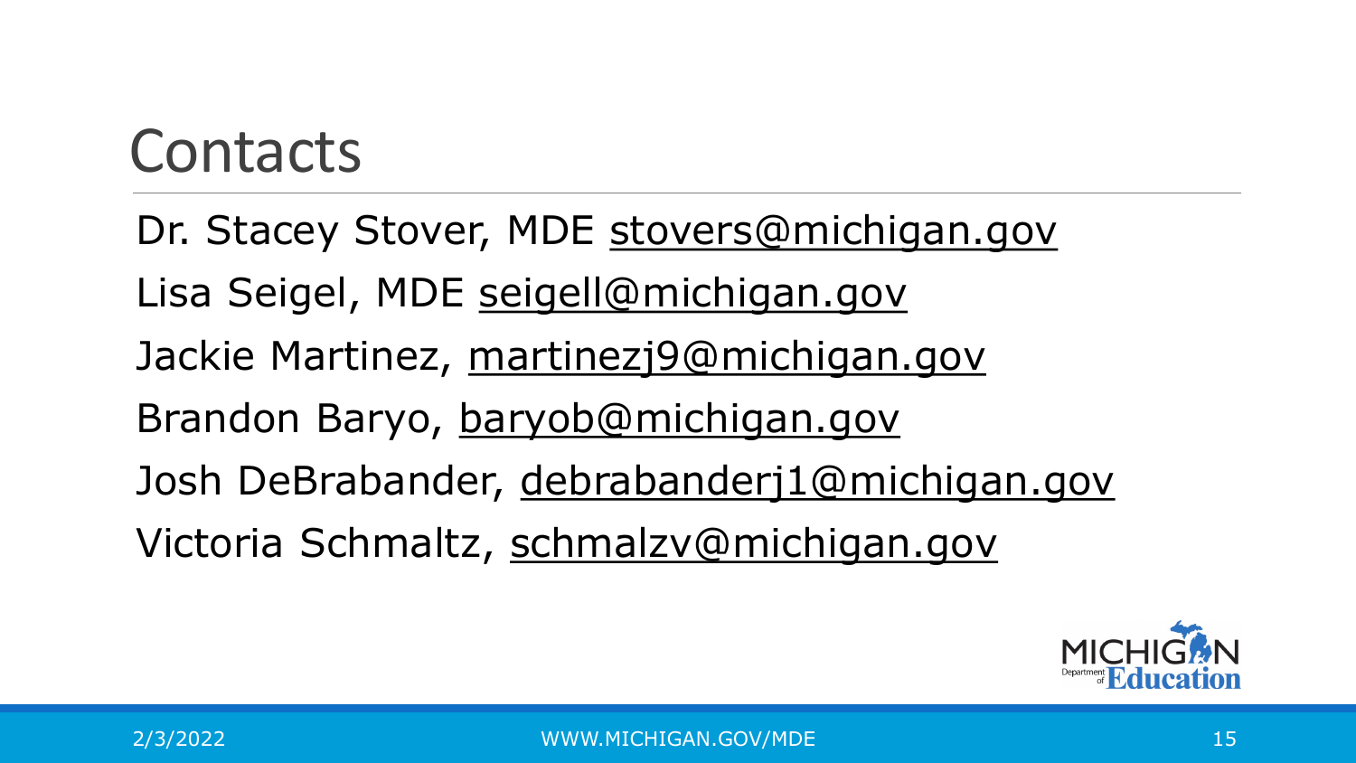# Contacts

Dr. Stacey Stover, MDE stovers@michigan.gov

Lisa Seigel, MDE seigell@michigan.gov

Jackie Martinez, martinezj9@michigan.gov

Brandon Baryo, baryob@michigan.gov

Josh DeBrabander, debrabanderj1@michigan.gov

Victoria Schmaltz, schmalzv@michigan.gov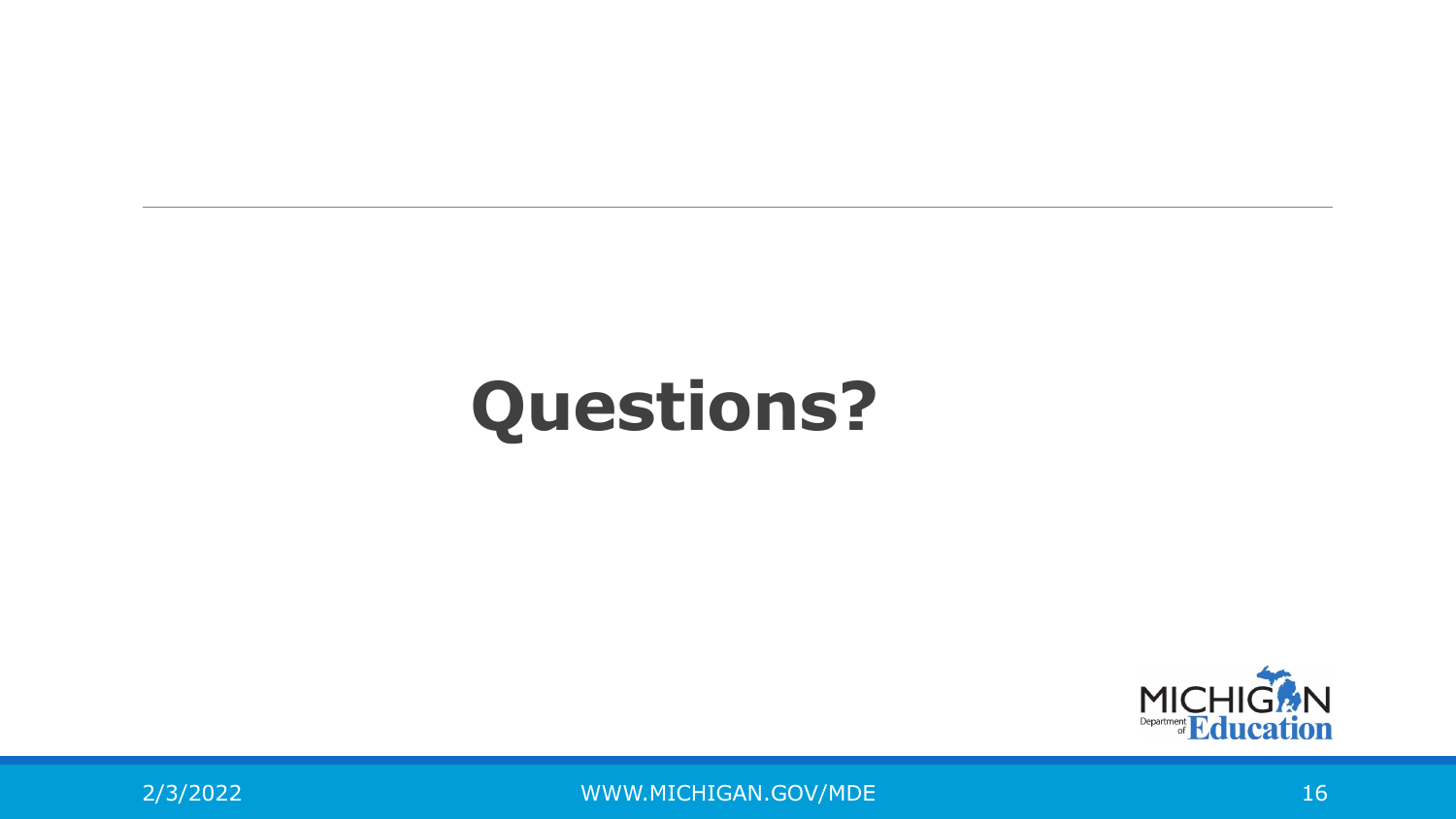# Questions?